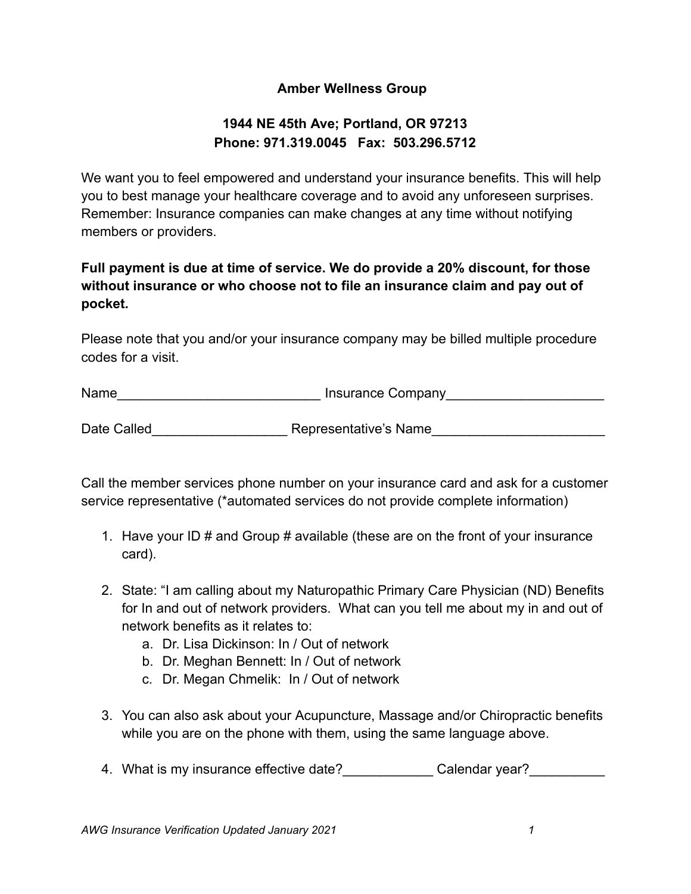**Amber Wellness Group**

**1944 NE 45th Ave; Portland, OR 97213**
**Phone: 971.319.0045 Fax: 503.296.5712**

We want you to feel empowered and understand your insurance benefits. This will help you to best manage your healthcare coverage and to avoid any unforeseen surprises. Remember: Insurance companies can make changes at any time without notifying members or providers.

**Full payment is due at time of service. We do provide a 20% discount, for those without insurance or who choose not to file an insurance claim and pay out of pocket.**

Please note that you and/or your insurance company may be billed multiple procedure codes for a visit.

Name___________________________ Insurance Company_____________________

Date Called__________________ Representative's Name_______________________

Call the member services phone number on your insurance card and ask for a customer service representative (*automated services do not provide complete information)

1. Have your ID # and Group # available (these are on the front of your insurance card).

2. State: "I am calling about my Naturopathic Primary Care Physician (ND) Benefits for In and out of network providers. What can you tell me about my in and out of network benefits as it relates to:
   a. Dr. Lisa Dickinson: In / Out of network
   b. Dr. Meghan Bennett: In / Out of network
   c. Dr. Megan Chmelik: In / Out of network

3. You can also ask about your Acupuncture, Massage and/or Chiropractic benefits while you are on the phone with them, using the same language above.

4. What is my insurance effective date?____________ Calendar year?__________

*AWG Insurance Verification Updated January 2021*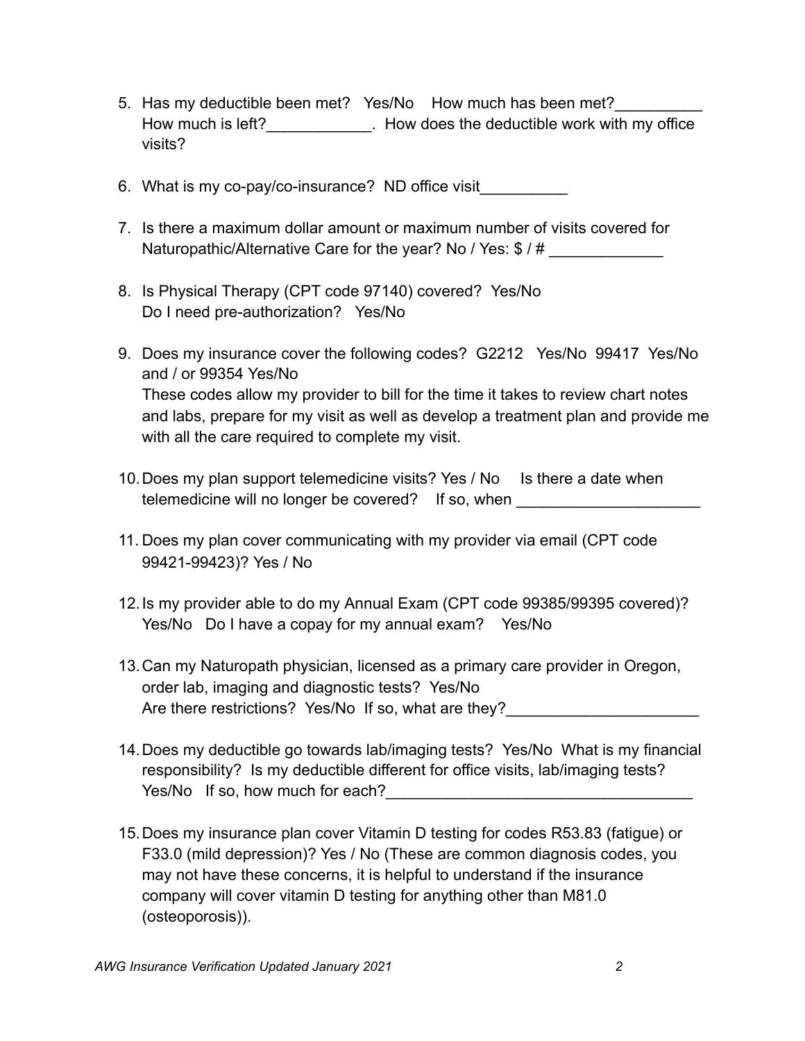5. Has my deductible been met? Yes/No How much has been met?__________ How much is left?____________. How does the deductible work with my office visits?

6. What is my co-pay/co-insurance? ND office visit__________

7. Is there a maximum dollar amount or maximum number of visits covered for Naturopathic/Alternative Care for the year? No / Yes: $ / # _____________

8. Is Physical Therapy (CPT code 97140) covered? Yes/No  
   Do I need pre-authorization? Yes/No

9. Does my insurance cover the following codes? G2212 Yes/No 99417 Yes/No and / or 99354 Yes/No  
   These codes allow my provider to bill for the time it takes to review chart notes and labs, prepare for my visit as well as develop a treatment plan and provide me with all the care required to complete my visit.

10. Does my plan support telemedicine visits? Yes / No Is there a date when telemedicine will no longer be covered? If so, when _____________________

11. Does my plan cover communicating with my provider via email (CPT code 99421-99423)? Yes / No

12. Is my provider able to do my Annual Exam (CPT code 99385/99395 covered)? Yes/No Do I have a copay for my annual exam? Yes/No

13. Can my Naturopath physician, licensed as a primary care provider in Oregon, order lab, imaging and diagnostic tests? Yes/No  
    Are there restrictions? Yes/No If so, what are they?______________________

14. Does my deductible go towards lab/imaging tests? Yes/No What is my financial responsibility? Is my deductible different for office visits, lab/imaging tests? Yes/No If so, how much for each?___________________________________

15. Does my insurance plan cover Vitamin D testing for codes R53.83 (fatigue) or F33.0 (mild depression)? Yes / No (These are common diagnosis codes, you may not have these concerns, it is helpful to understand if the insurance company will cover vitamin D testing for anything other than M81.0 (osteoporosis)).

*AWG Insurance Verification Updated January 2021*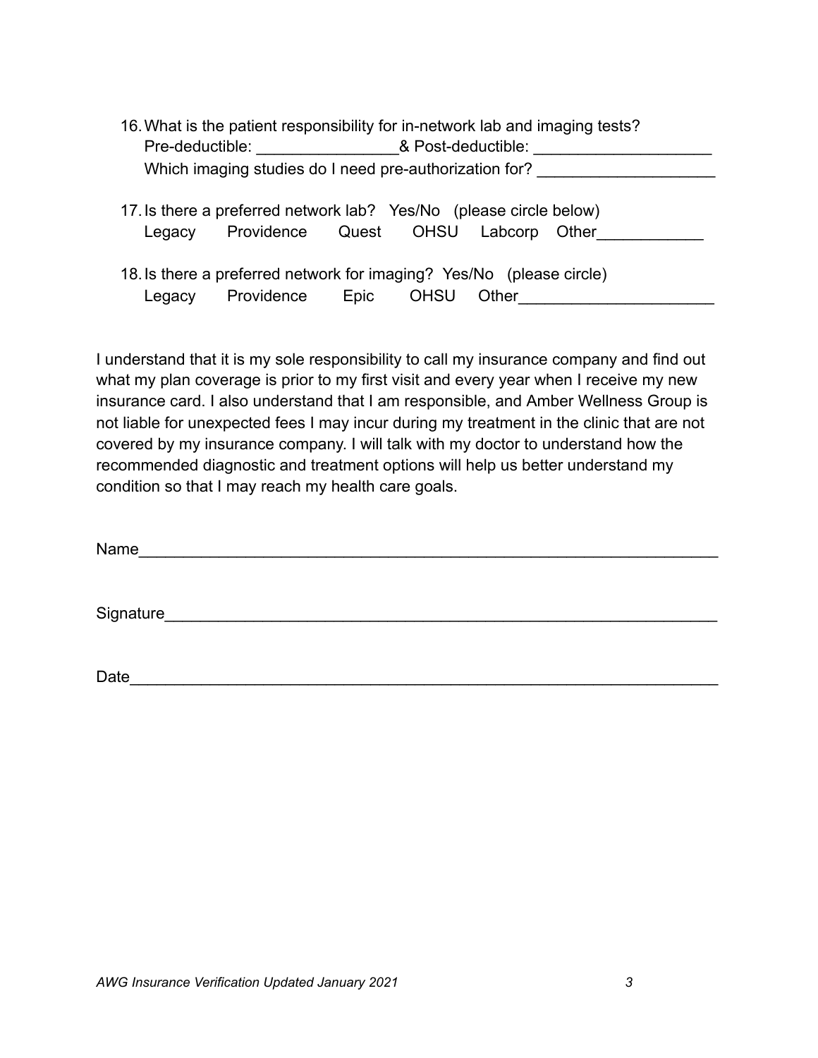16. What is the patient responsibility for in-network lab and imaging tests?
    Pre-deductible: ________________& Post-deductible: ____________________
    Which imaging studies do I need pre-authorization for? ____________________

17. Is there a preferred network lab? Yes/No (please circle below)
    Legacy Providence Quest OHSU Labcorp Other____________

18. Is there a preferred network for imaging? Yes/No (please circle)
    Legacy Providence Epic OHSU Other______________________

I understand that it is my sole responsibility to call my insurance company and find out what my plan coverage is prior to my first visit and every year when I receive my new insurance card. I also understand that I am responsible, and Amber Wellness Group is not liable for unexpected fees I may incur during my treatment in the clinic that are not covered by my insurance company. I will talk with my doctor to understand how the recommended diagnostic and treatment options will help us better understand my condition so that I may reach my health care goals.

Name_________________________________________________________________

Signature_____________________________________________________________

Date__________________________________________________________________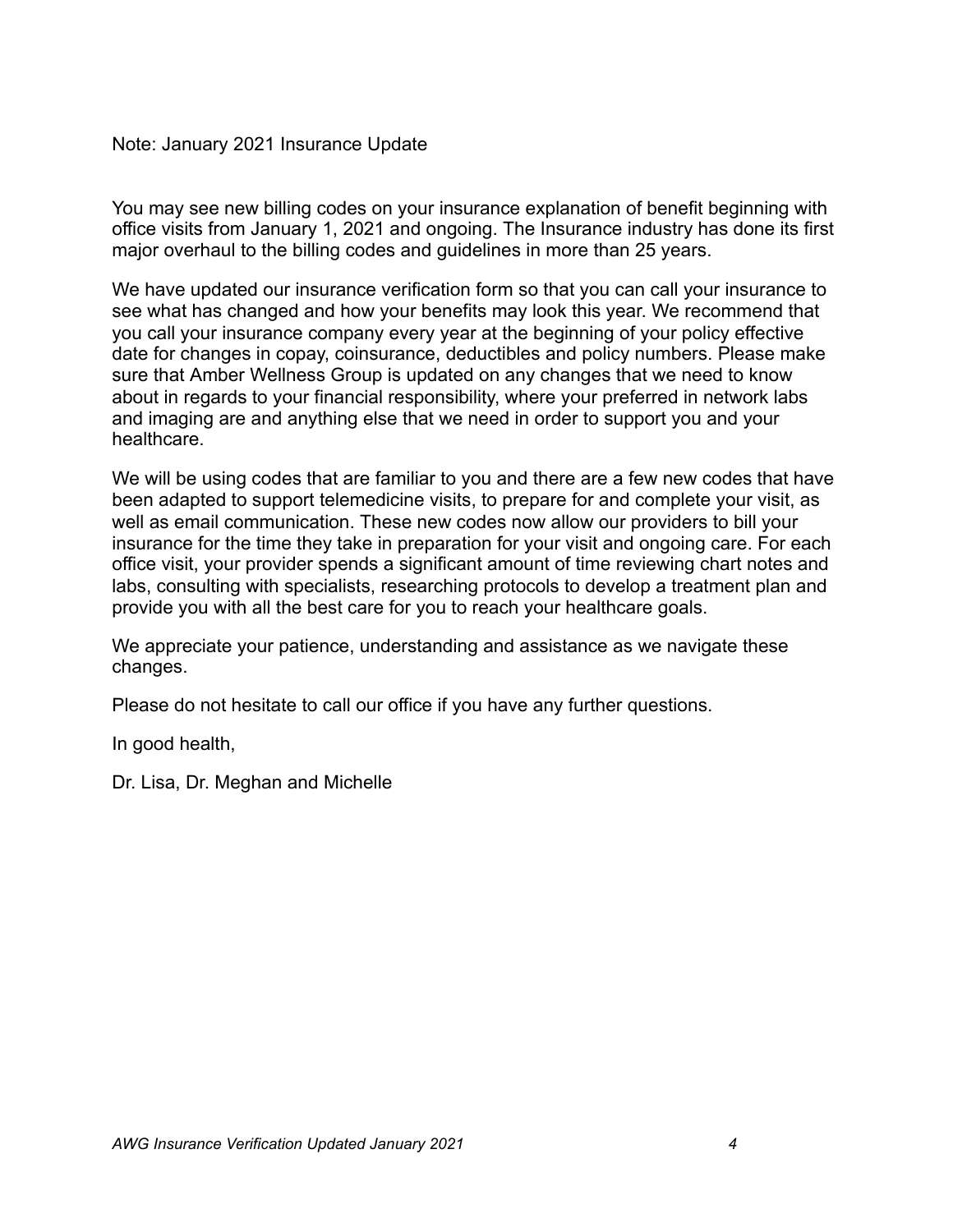Note: January 2021 Insurance Update

You may see new billing codes on your insurance explanation of benefit beginning with office visits from January 1, 2021 and ongoing. The Insurance industry has done its first major overhaul to the billing codes and guidelines in more than 25 years.

We have updated our insurance verification form so that you can call your insurance to see what has changed and how your benefits may look this year. We recommend that you call your insurance company every year at the beginning of your policy effective date for changes in copay, coinsurance, deductibles and policy numbers. Please make sure that Amber Wellness Group is updated on any changes that we need to know about in regards to your financial responsibility, where your preferred in network labs and imaging are and anything else that we need in order to support you and your healthcare.

We will be using codes that are familiar to you and there are a few new codes that have been adapted to support telemedicine visits, to prepare for and complete your visit, as well as email communication. These new codes now allow our providers to bill your insurance for the time they take in preparation for your visit and ongoing care. For each office visit, your provider spends a significant amount of time reviewing chart notes and labs, consulting with specialists, researching protocols to develop a treatment plan and provide you with all the best care for you to reach your healthcare goals.

We appreciate your patience, understanding and assistance as we navigate these changes.

Please do not hesitate to call our office if you have any further questions.

In good health,

Dr. Lisa, Dr. Meghan and Michelle